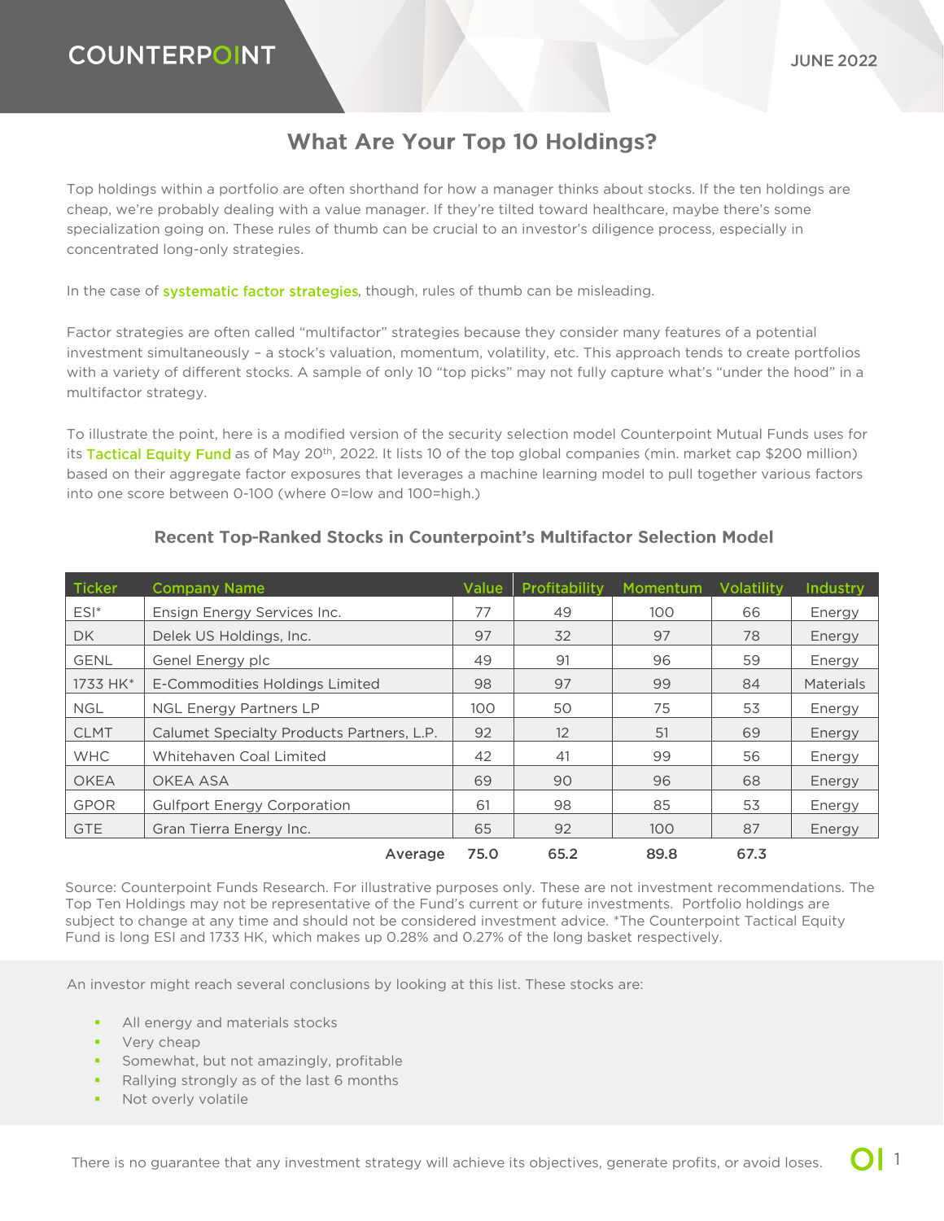COUNTERPOINT

JUNE 2022

# What Are Your Top 10 Holdings?

Top holdings within a portfolio are often shorthand for how a manager thinks about stocks. If the ten holdings are cheap, we're probably dealing with a value manager. If they're tilted toward healthcare, maybe there's some specialization going on. These rules of thumb can be crucial to an investor's diligence process, especially in concentrated long-only strategies.

In the case of systematic factor strategies, though, rules of thumb can be misleading.

Factor strategies are often called "multifactor" strategies because they consider many features of a potential investment simultaneously – a stock's valuation, momentum, volatility, etc. This approach tends to create portfolios with a variety of different stocks. A sample of only 10 "top picks" may not fully capture what's "under the hood" in a multifactor strategy.

To illustrate the point, here is a modified version of the security selection model Counterpoint Mutual Funds uses for its Tactical Equity Fund as of May 20th, 2022. It lists 10 of the top global companies (min. market cap $200 million) based on their aggregate factor exposures that leverages a machine learning model to pull together various factors into one score between 0-100 (where 0=low and 100=high.)

### Recent Top-Ranked Stocks in Counterpoint's Multifactor Selection Model

| Ticker | Company Name | Value | Profitability | Momentum | Volatility | Industry |
|---|---|---|---|---|---|---|
| ESI* | Ensign Energy Services Inc. | 77 | 49 | 100 | 66 | Energy |
| DK | Delek US Holdings, Inc. | 97 | 32 | 97 | 78 | Energy |
| GENL | Genel Energy plc | 49 | 91 | 96 | 59 | Energy |
| 1733 HK* | E-Commodities Holdings Limited | 98 | 97 | 99 | 84 | Materials |
| NGL | NGL Energy Partners LP | 100 | 50 | 75 | 53 | Energy |
| CLMT | Calumet Specialty Products Partners, L.P. | 92 | 12 | 51 | 69 | Energy |
| WHC | Whitehaven Coal Limited | 42 | 41 | 99 | 56 | Energy |
| OKEA | OKEA ASA | 69 | 90 | 96 | 68 | Energy |
| GPOR | Gulfport Energy Corporation | 61 | 98 | 85 | 53 | Energy |
| GTE | Gran Tierra Energy Inc. | 65 | 92 | 100 | 87 | Energy |
| | Average | 75.0 | 65.2 | 89.8 | 67.3 | |

Source: Counterpoint Funds Research. For illustrative purposes only. These are not investment recommendations. The Top Ten Holdings may not be representative of the Fund's current or future investments. Portfolio holdings are subject to change at any time and should not be considered investment advice. *The Counterpoint Tactical Equity Fund is long ESI and 1733 HK, which makes up 0.28% and 0.27% of the long basket respectively.

An investor might reach several conclusions by looking at this list. These stocks are:

- All energy and materials stocks
- Very cheap
- Somewhat, but not amazingly, profitable
- Rallying strongly as of the last 6 months
- Not overly volatile

There is no guarantee that any investment strategy will achieve its objectives, generate profits, or avoid loses.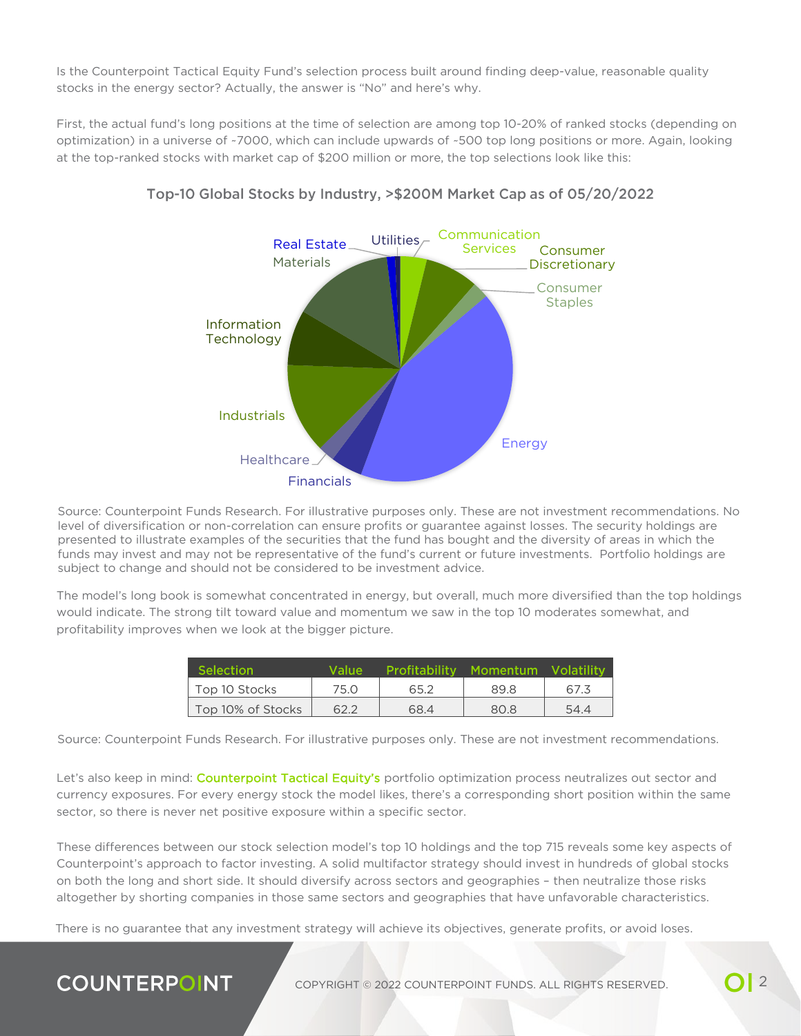Is the Counterpoint Tactical Equity Fund's selection process built around finding deep-value, reasonable quality stocks in the energy sector? Actually, the answer is "No" and here's why.

First, the actual fund's long positions at the time of selection are among top 10-20% of ranked stocks (depending on optimization) in a universe of ~7000, which can include upwards of ~500 top long positions or more. Again, looking at the top-ranked stocks with market cap of $200 million or more, the top selections look like this:

### Top-10 Global Stocks by Industry, >$200M Market Cap as of 05/20/2022

Real Estate, Utilities, Communication Services, Consumer Discretionary, Consumer Staples, Materials, Information Technology, Industrials, Healthcare, Financials, Energy

Source: Counterpoint Funds Research. For illustrative purposes only. These are not investment recommendations. No level of diversification or non-correlation can ensure profits or guarantee against losses. The security holdings are presented to illustrate examples of the securities that the fund has bought and the diversity of areas in which the funds may invest and may not be representative of the fund's current or future investments. Portfolio holdings are subject to change and should not be considered to be investment advice.

The model's long book is somewhat concentrated in energy, but overall, much more diversified than the top holdings would indicate. The strong tilt toward value and momentum we saw in the top 10 moderates somewhat, and profitability improves when we look at the bigger picture.

| Selection | Value | Profitability | Momentum | Volatility |
|---|---|---|---|---|
| Top 10 Stocks | 75.0 | 65.2 | 89.8 | 67.3 |
| Top 10% of Stocks | 62.2 | 68.4 | 80.8 | 54.4 |

Source: Counterpoint Funds Research. For illustrative purposes only. These are not investment recommendations.

Let's also keep in mind: Counterpoint Tactical Equity's portfolio optimization process neutralizes out sector and currency exposures. For every energy stock the model likes, there's a corresponding short position within the same sector, so there is never net positive exposure within a specific sector.

These differences between our stock selection model's top 10 holdings and the top 715 reveals some key aspects of Counterpoint's approach to factor investing. A solid multifactor strategy should invest in hundreds of global stocks on both the long and short side. It should diversify across sectors and geographies – then neutralize those risks altogether by shorting companies in those same sectors and geographies that have unfavorable characteristics.

There is no guarantee that any investment strategy will achieve its objectives, generate profits, or avoid loses.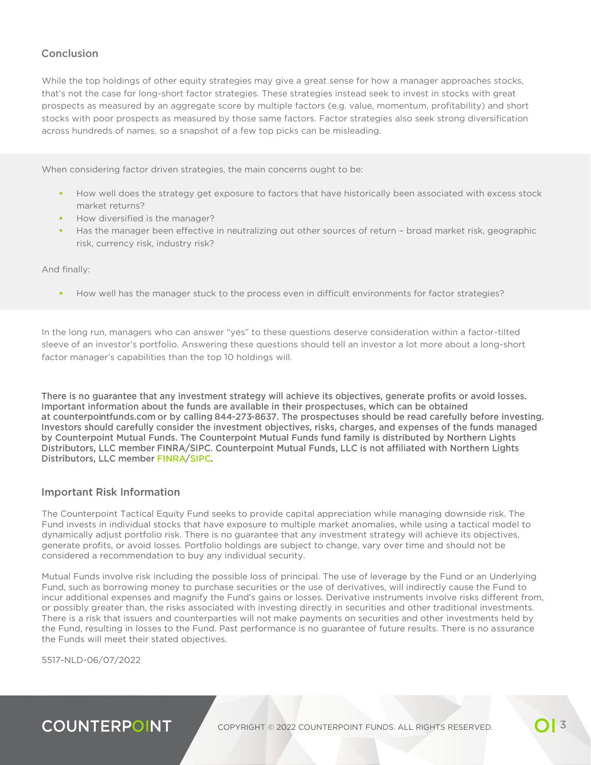## Conclusion

While the top holdings of other equity strategies may give a great sense for how a manager approaches stocks, that's not the case for long-short factor strategies. These strategies instead seek to invest in stocks with great prospects as measured by an aggregate score by multiple factors (e.g. value, momentum, profitability) and short stocks with poor prospects as measured by those same factors. Factor strategies also seek strong diversification across hundreds of names, so a snapshot of a few top picks can be misleading.

When considering factor driven strategies, the main concerns ought to be:

- How well does the strategy get exposure to factors that have historically been associated with excess stock market returns?
- How diversified is the manager?
- Has the manager been effective in neutralizing out other sources of return – broad market risk, geographic risk, currency risk, industry risk?

And finally:

- How well has the manager stuck to the process even in difficult environments for factor strategies?

In the long run, managers who can answer "yes" to these questions deserve consideration within a factor-tilted sleeve of an investor's portfolio. Answering these questions should tell an investor a lot more about a long-short factor manager's capabilities than the top 10 holdings will.

**There is no guarantee that any investment strategy will achieve its objectives, generate profits or avoid losses. Important information about the funds are available in their prospectuses, which can be obtained at counterpointfunds.com or by calling 844-273-8637. The prospectuses should be read carefully before investing. Investors should carefully consider the investment objectives, risks, charges, and expenses of the funds managed by Counterpoint Mutual Funds. The Counterpoint Mutual Funds fund family is distributed by Northern Lights Distributors, LLC member FINRA/SIPC. Counterpoint Mutual Funds, LLC is not affiliated with Northern Lights Distributors, LLC member FINRA/SIPC.**

## Important Risk Information

The Counterpoint Tactical Equity Fund seeks to provide capital appreciation while managing downside risk. The Fund invests in individual stocks that have exposure to multiple market anomalies, while using a tactical model to dynamically adjust portfolio risk. There is no guarantee that any investment strategy will achieve its objectives, generate profits, or avoid losses. Portfolio holdings are subject to change, vary over time and should not be considered a recommendation to buy any individual security.

Mutual Funds involve risk including the possible loss of principal. The use of leverage by the Fund or an Underlying Fund, such as borrowing money to purchase securities or the use of derivatives, will indirectly cause the Fund to incur additional expenses and magnify the Fund's gains or losses. Derivative instruments involve risks different from, or possibly greater than, the risks associated with investing directly in securities and other traditional investments. There is a risk that issuers and counterparties will not make payments on securities and other investments held by the Fund, resulting in losses to the Fund. Past performance is no guarantee of future results. There is no assurance the Funds will meet their stated objectives.

5517-NLD-06/07/2022

COUNTERPOINT

COPYRIGHT © 2022 COUNTERPOINT FUNDS. ALL RIGHTS RESERVED.